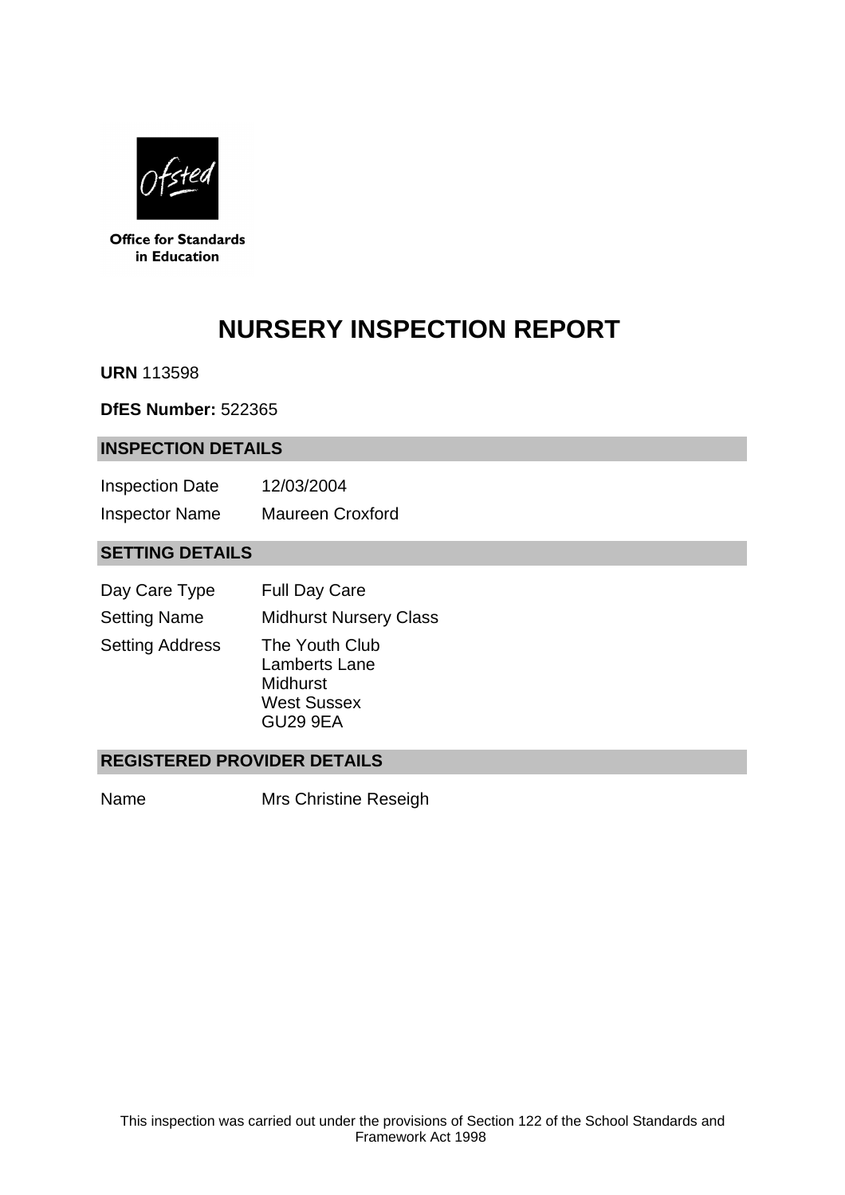Office for Standards in Education

# NURSERY INSPECTION REPORT

**URN** 113598

**DfES Number:** 522365

## INSPECTION DETAILS

| | |
|---|---|
| Inspection Date | 12/03/2004 |
| Inspector Name | Maureen Croxford |

## SETTING DETAILS

| | |
|---|---|
| Day Care Type | Full Day Care |
| Setting Name | Midhurst Nursery Class |
| Setting Address | The Youth Club<br>Lamberts Lane<br>Midhurst<br>West Sussex<br>GU29 9EA |

## REGISTERED PROVIDER DETAILS

| | |
|---|---|
| Name | Mrs Christine Reseigh |

This inspection was carried out under the provisions of Section 122 of the School Standards and Framework Act 1998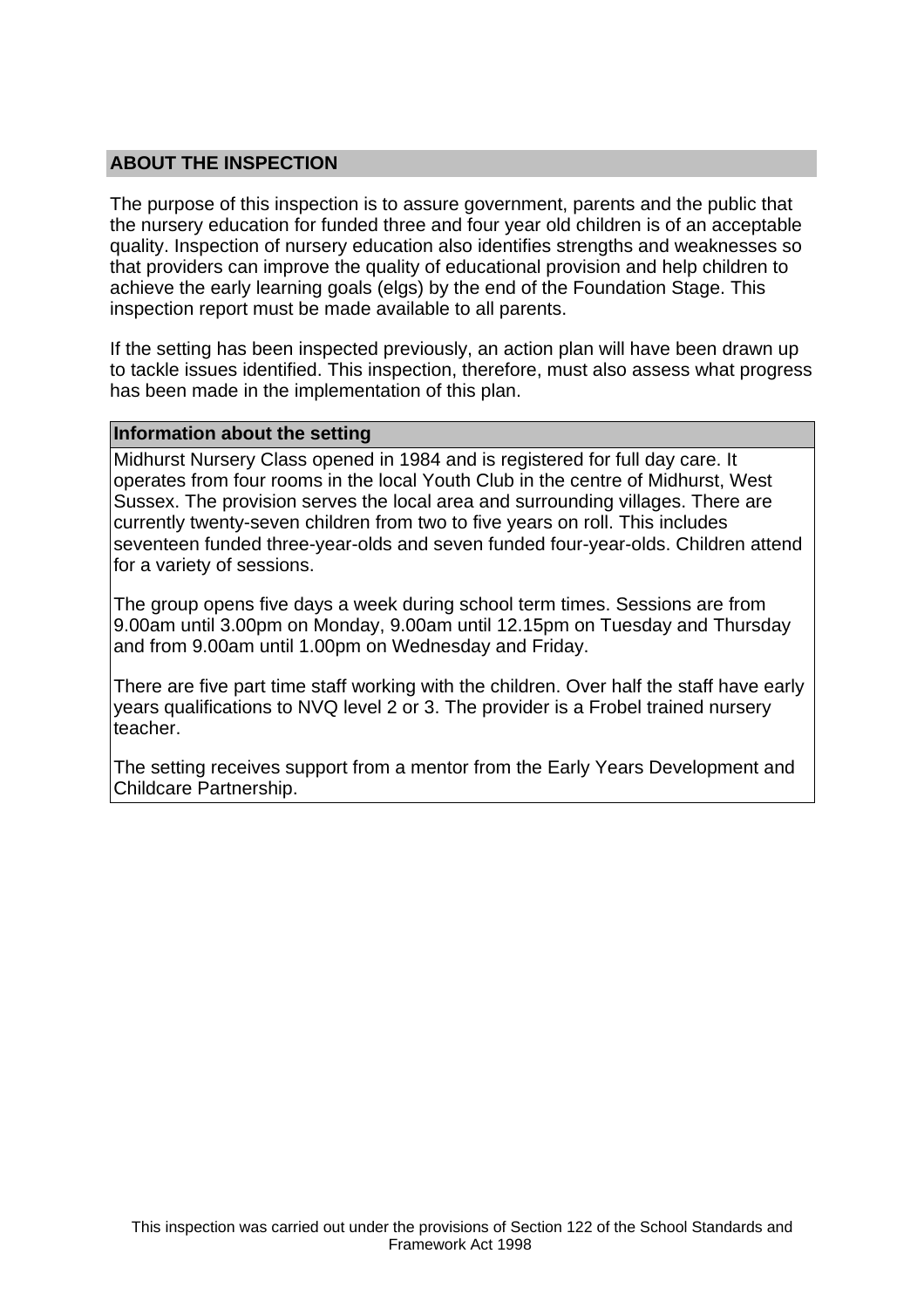## ABOUT THE INSPECTION

The purpose of this inspection is to assure government, parents and the public that the nursery education for funded three and four year old children is of an acceptable quality. Inspection of nursery education also identifies strengths and weaknesses so that providers can improve the quality of educational provision and help children to achieve the early learning goals (elgs) by the end of the Foundation Stage. This inspection report must be made available to all parents.

If the setting has been inspected previously, an action plan will have been drawn up to tackle issues identified. This inspection, therefore, must also assess what progress has been made in the implementation of this plan.

### Information about the setting

Midhurst Nursery Class opened in 1984 and is registered for full day care. It operates from four rooms in the local Youth Club in the centre of Midhurst, West Sussex. The provision serves the local area and surrounding villages. There are currently twenty-seven children from two to five years on roll. This includes seventeen funded three-year-olds and seven funded four-year-olds. Children attend for a variety of sessions.

The group opens five days a week during school term times. Sessions are from 9.00am until 3.00pm on Monday, 9.00am until 12.15pm on Tuesday and Thursday and from 9.00am until 1.00pm on Wednesday and Friday.

There are five part time staff working with the children. Over half the staff have early years qualifications to NVQ level 2 or 3. The provider is a Frobel trained nursery teacher.

The setting receives support from a mentor from the Early Years Development and Childcare Partnership.

This inspection was carried out under the provisions of Section 122 of the School Standards and Framework Act 1998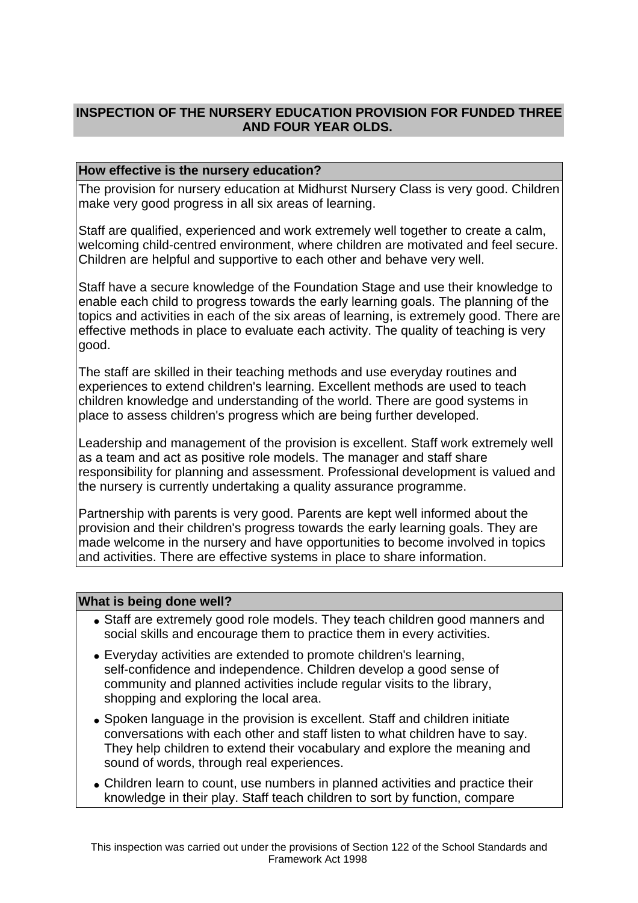## INSPECTION OF THE NURSERY EDUCATION PROVISION FOR FUNDED THREE AND FOUR YEAR OLDS.

### How effective is the nursery education?

The provision for nursery education at Midhurst Nursery Class is very good. Children make very good progress in all six areas of learning.

Staff are qualified, experienced and work extremely well together to create a calm, welcoming child-centred environment, where children are motivated and feel secure. Children are helpful and supportive to each other and behave very well.

Staff have a secure knowledge of the Foundation Stage and use their knowledge to enable each child to progress towards the early learning goals. The planning of the topics and activities in each of the six areas of learning, is extremely good. There are effective methods in place to evaluate each activity. The quality of teaching is very good.

The staff are skilled in their teaching methods and use everyday routines and experiences to extend children's learning. Excellent methods are used to teach children knowledge and understanding of the world. There are good systems in place to assess children's progress which are being further developed.

Leadership and management of the provision is excellent. Staff work extremely well as a team and act as positive role models. The manager and staff share responsibility for planning and assessment. Professional development is valued and the nursery is currently undertaking a quality assurance programme.

Partnership with parents is very good. Parents are kept well informed about the provision and their children's progress towards the early learning goals. They are made welcome in the nursery and have opportunities to become involved in topics and activities. There are effective systems in place to share information.

### What is being done well?

- Staff are extremely good role models. They teach children good manners and social skills and encourage them to practice them in every activities.
- Everyday activities are extended to promote children's learning, self-confidence and independence. Children develop a good sense of community and planned activities include regular visits to the library, shopping and exploring the local area.
- Spoken language in the provision is excellent. Staff and children initiate conversations with each other and staff listen to what children have to say. They help children to extend their vocabulary and explore the meaning and sound of words, through real experiences.
- Children learn to count, use numbers in planned activities and practice their knowledge in their play. Staff teach children to sort by function, compare

This inspection was carried out under the provisions of Section 122 of the School Standards and Framework Act 1998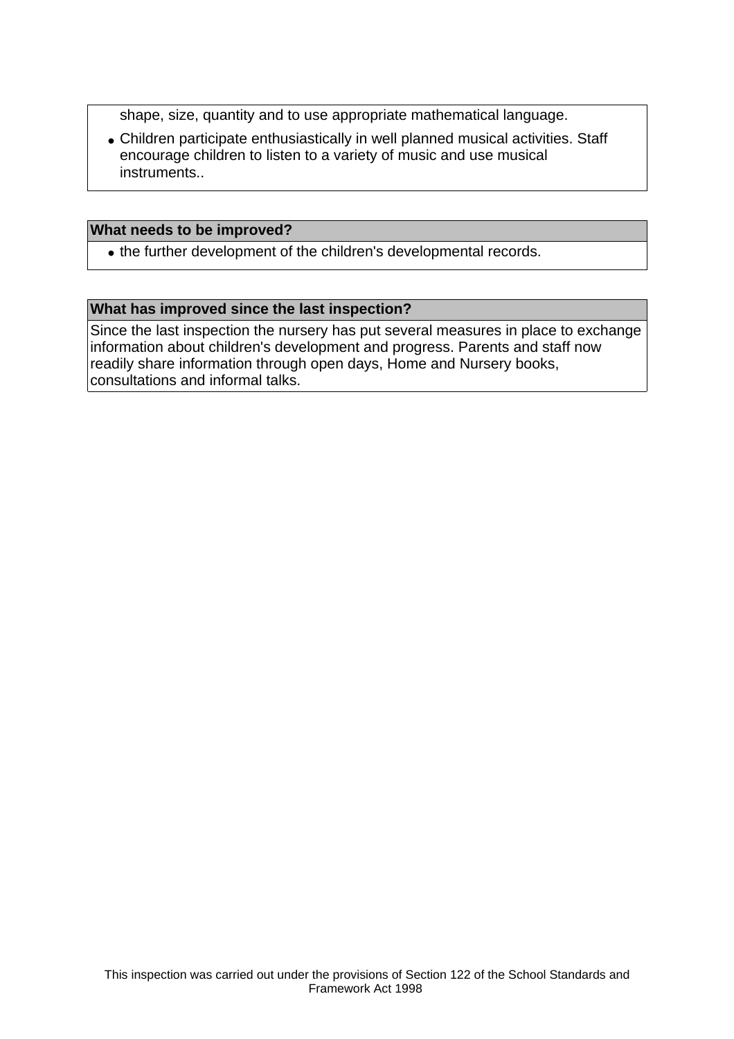shape, size, quantity and to use appropriate mathematical language.

- Children participate enthusiastically in well planned musical activities. Staff encourage children to listen to a variety of music and use musical instruments..

**What needs to be improved?**

- the further development of the children's developmental records.

**What has improved since the last inspection?**

Since the last inspection the nursery has put several measures in place to exchange information about children's development and progress. Parents and staff now readily share information through open days, Home and Nursery books, consultations and informal talks.

This inspection was carried out under the provisions of Section 122 of the School Standards and Framework Act 1998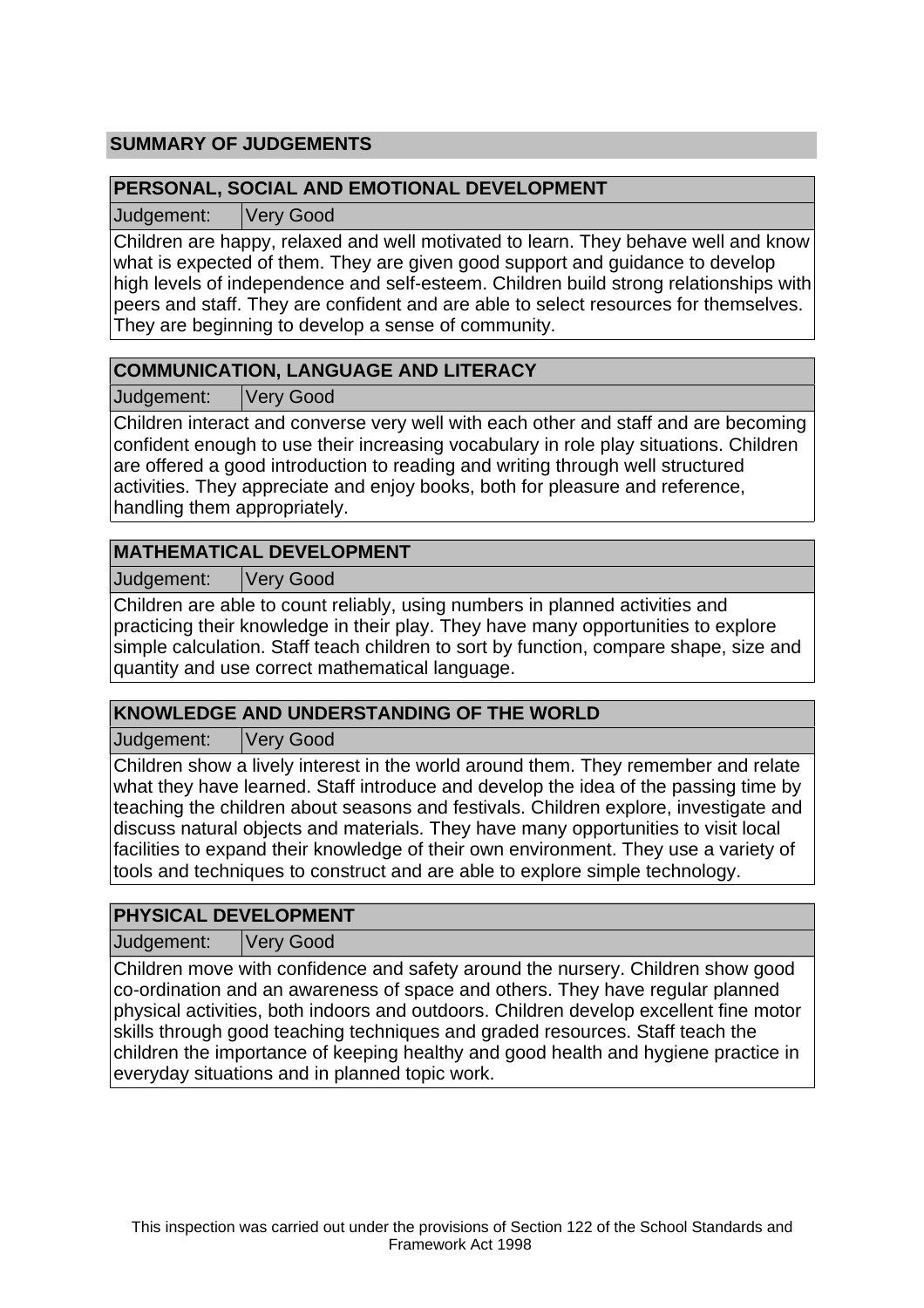## SUMMARY OF JUDGEMENTS

### PERSONAL, SOCIAL AND EMOTIONAL DEVELOPMENT

Judgement: Very Good

Children are happy, relaxed and well motivated to learn. They behave well and know what is expected of them. They are given good support and guidance to develop high levels of independence and self-esteem. Children build strong relationships with peers and staff. They are confident and are able to select resources for themselves. They are beginning to develop a sense of community.

### COMMUNICATION, LANGUAGE AND LITERACY

Judgement: Very Good

Children interact and converse very well with each other and staff and are becoming confident enough to use their increasing vocabulary in role play situations. Children are offered a good introduction to reading and writing through well structured activities. They appreciate and enjoy books, both for pleasure and reference, handling them appropriately.

### MATHEMATICAL DEVELOPMENT

Judgement: Very Good

Children are able to count reliably, using numbers in planned activities and practicing their knowledge in their play. They have many opportunities to explore simple calculation. Staff teach children to sort by function, compare shape, size and quantity and use correct mathematical language.

### KNOWLEDGE AND UNDERSTANDING OF THE WORLD

Judgement: Very Good

Children show a lively interest in the world around them. They remember and relate what they have learned. Staff introduce and develop the idea of the passing time by teaching the children about seasons and festivals. Children explore, investigate and discuss natural objects and materials. They have many opportunities to visit local facilities to expand their knowledge of their own environment. They use a variety of tools and techniques to construct and are able to explore simple technology.

### PHYSICAL DEVELOPMENT

Judgement: Very Good

Children move with confidence and safety around the nursery. Children show good co-ordination and an awareness of space and others. They have regular planned physical activities, both indoors and outdoors. Children develop excellent fine motor skills through good teaching techniques and graded resources. Staff teach the children the importance of keeping healthy and good health and hygiene practice in everyday situations and in planned topic work.

This inspection was carried out under the provisions of Section 122 of the School Standards and Framework Act 1998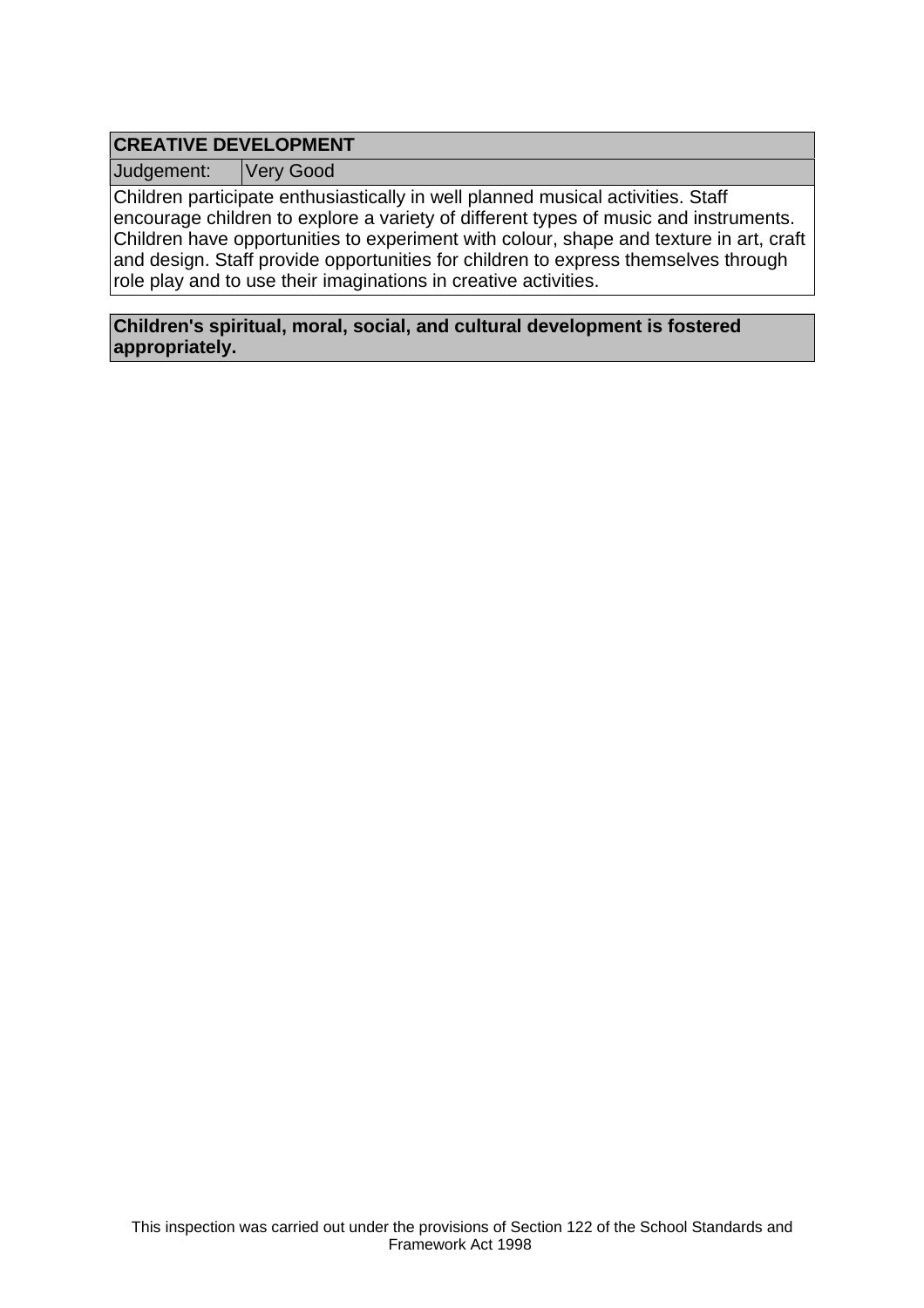## CREATIVE DEVELOPMENT

| Judgement: | Very Good |
|---|---|

Children participate enthusiastically in well planned musical activities. Staff encourage children to explore a variety of different types of music and instruments. Children have opportunities to experiment with colour, shape and texture in art, craft and design. Staff provide opportunities for children to express themselves through role play and to use their imaginations in creative activities.

**Children's spiritual, moral, social, and cultural development is fostered appropriately.**

This inspection was carried out under the provisions of Section 122 of the School Standards and Framework Act 1998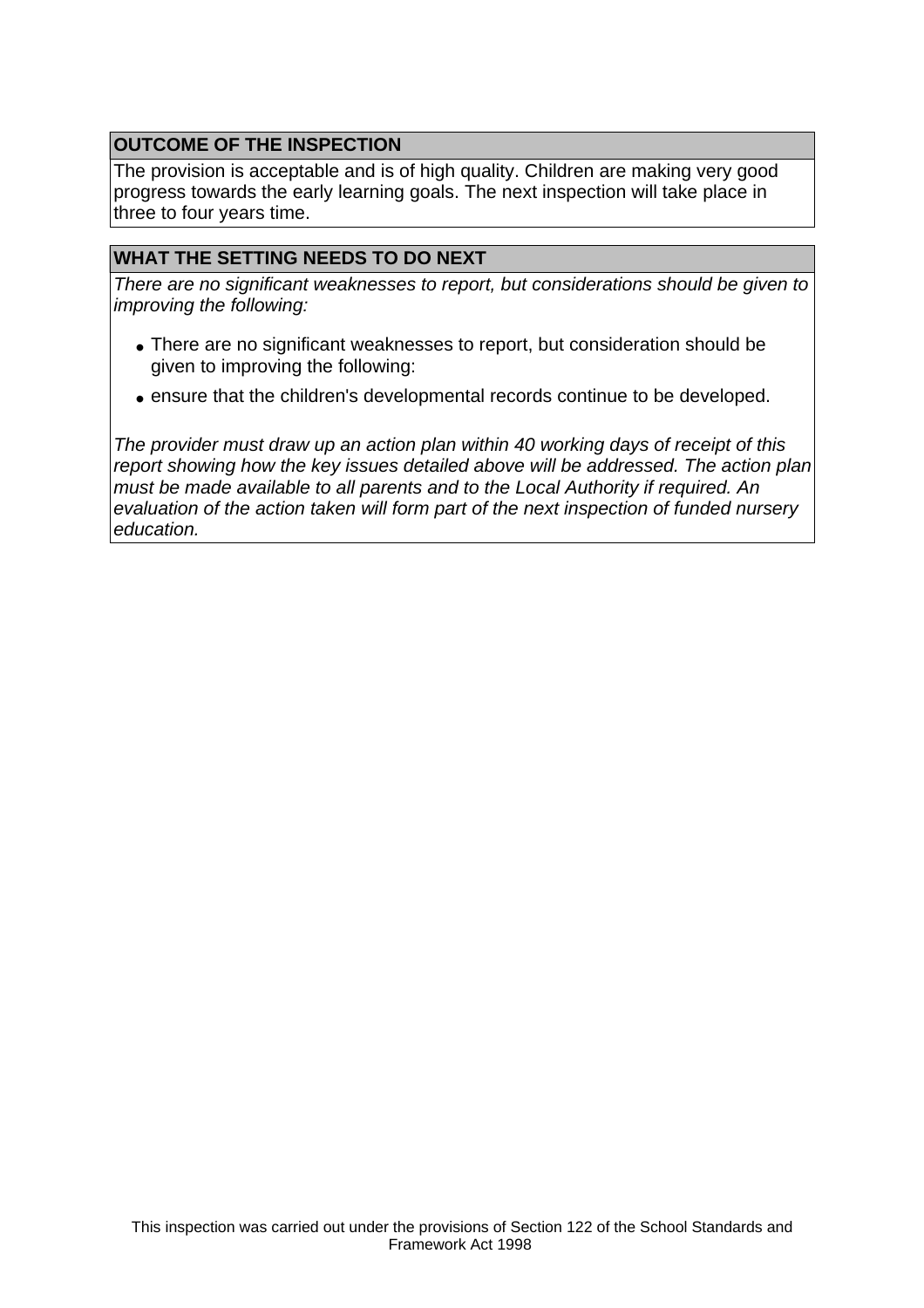## OUTCOME OF THE INSPECTION

The provision is acceptable and is of high quality. Children are making very good progress towards the early learning goals. The next inspection will take place in three to four years time.

## WHAT THE SETTING NEEDS TO DO NEXT

*There are no significant weaknesses to report, but considerations should be given to improving the following:*

- There are no significant weaknesses to report, but consideration should be given to improving the following:
- ensure that the children's developmental records continue to be developed.

*The provider must draw up an action plan within 40 working days of receipt of this report showing how the key issues detailed above will be addressed. The action plan must be made available to all parents and to the Local Authority if required. An evaluation of the action taken will form part of the next inspection of funded nursery education.*

This inspection was carried out under the provisions of Section 122 of the School Standards and Framework Act 1998